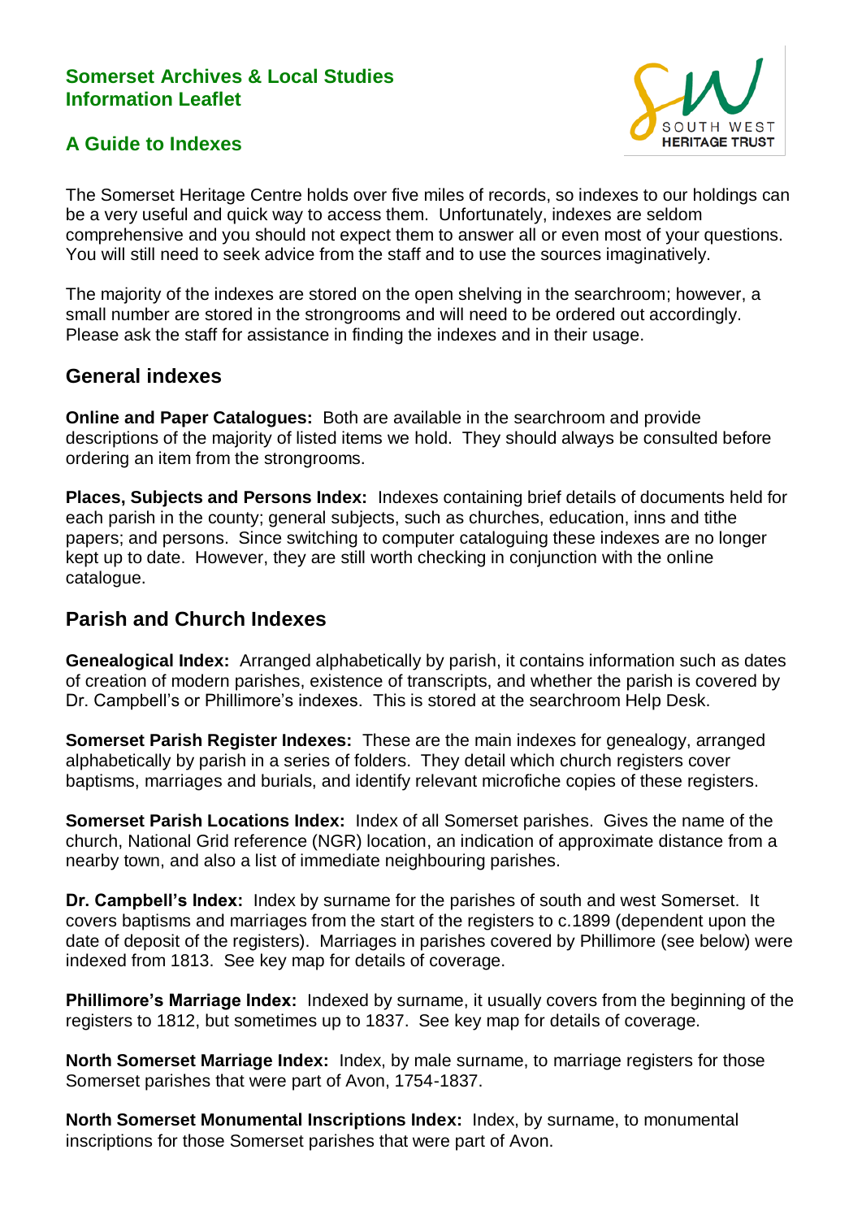**Somerset Archives & Local Studies**
**Information Leaflet**

# A Guide to Indexes

SOUTH WEST HERITAGE TRUST

The Somerset Heritage Centre holds over five miles of records, so indexes to our holdings can be a very useful and quick way to access them. Unfortunately, indexes are seldom comprehensive and you should not expect them to answer all or even most of your questions. You will still need to seek advice from the staff and to use the sources imaginatively.

The majority of the indexes are stored on the open shelving in the searchroom; however, a small number are stored in the strongrooms and will need to be ordered out accordingly. Please ask the staff for assistance in finding the indexes and in their usage.

## General indexes

**Online and Paper Catalogues:** Both are available in the searchroom and provide descriptions of the majority of listed items we hold. They should always be consulted before ordering an item from the strongrooms.

**Places, Subjects and Persons Index:** Indexes containing brief details of documents held for each parish in the county; general subjects, such as churches, education, inns and tithe papers; and persons. Since switching to computer cataloguing these indexes are no longer kept up to date. However, they are still worth checking in conjunction with the online catalogue.

## Parish and Church Indexes

**Genealogical Index:** Arranged alphabetically by parish, it contains information such as dates of creation of modern parishes, existence of transcripts, and whether the parish is covered by Dr. Campbell's or Phillimore's indexes. This is stored at the searchroom Help Desk.

**Somerset Parish Register Indexes:** These are the main indexes for genealogy, arranged alphabetically by parish in a series of folders. They detail which church registers cover baptisms, marriages and burials, and identify relevant microfiche copies of these registers.

**Somerset Parish Locations Index:** Index of all Somerset parishes. Gives the name of the church, National Grid reference (NGR) location, an indication of approximate distance from a nearby town, and also a list of immediate neighbouring parishes.

**Dr. Campbell's Index:** Index by surname for the parishes of south and west Somerset. It covers baptisms and marriages from the start of the registers to c.1899 (dependent upon the date of deposit of the registers). Marriages in parishes covered by Phillimore (see below) were indexed from 1813. See key map for details of coverage.

**Phillimore's Marriage Index:** Indexed by surname, it usually covers from the beginning of the registers to 1812, but sometimes up to 1837. See key map for details of coverage.

**North Somerset Marriage Index:** Index, by male surname, to marriage registers for those Somerset parishes that were part of Avon, 1754-1837.

**North Somerset Monumental Inscriptions Index:** Index, by surname, to monumental inscriptions for those Somerset parishes that were part of Avon.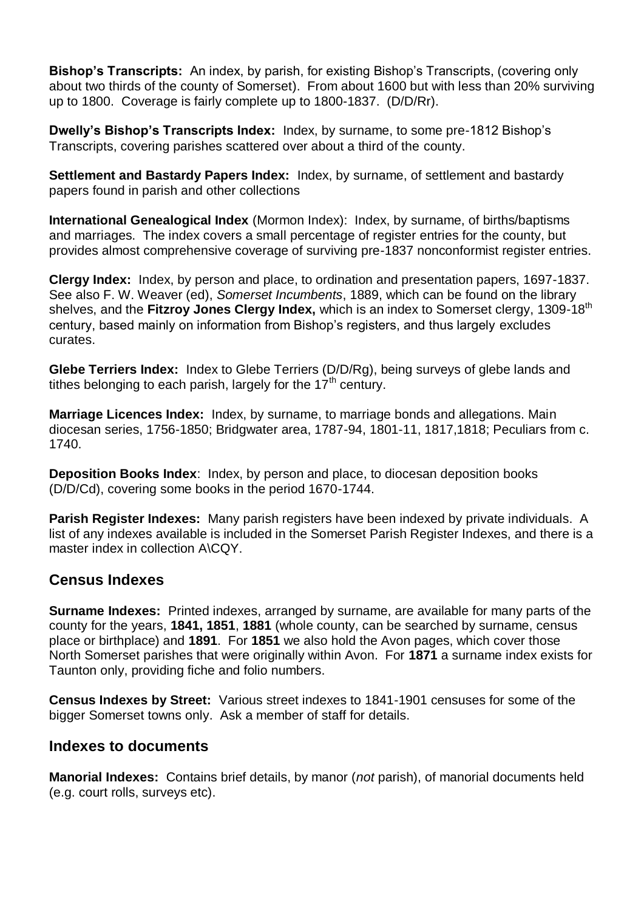**Bishop's Transcripts:** An index, by parish, for existing Bishop's Transcripts, (covering only about two thirds of the county of Somerset). From about 1600 but with less than 20% surviving up to 1800. Coverage is fairly complete up to 1800-1837. (D/D/Rr).

**Dwelly's Bishop's Transcripts Index:** Index, by surname, to some pre-1812 Bishop's Transcripts, covering parishes scattered over about a third of the county.

**Settlement and Bastardy Papers Index:** Index, by surname, of settlement and bastardy papers found in parish and other collections

**International Genealogical Index** (Mormon Index): Index, by surname, of births/baptisms and marriages. The index covers a small percentage of register entries for the county, but provides almost comprehensive coverage of surviving pre-1837 nonconformist register entries.

**Clergy Index:** Index, by person and place, to ordination and presentation papers, 1697-1837. See also F. W. Weaver (ed), *Somerset Incumbents*, 1889, which can be found on the library shelves, and the **Fitzroy Jones Clergy Index,** which is an index to Somerset clergy, 1309-18th century, based mainly on information from Bishop's registers, and thus largely excludes curates.

**Glebe Terriers Index:** Index to Glebe Terriers (D/D/Rg), being surveys of glebe lands and tithes belonging to each parish, largely for the 17th century.

**Marriage Licences Index:** Index, by surname, to marriage bonds and allegations. Main diocesan series, 1756-1850; Bridgwater area, 1787-94, 1801-11, 1817,1818; Peculiars from c. 1740.

**Deposition Books Index**: Index, by person and place, to diocesan deposition books (D/D/Cd), covering some books in the period 1670-1744.

**Parish Register Indexes:** Many parish registers have been indexed by private individuals. A list of any indexes available is included in the Somerset Parish Register Indexes, and there is a master index in collection A\CQY.

## Census Indexes

**Surname Indexes:** Printed indexes, arranged by surname, are available for many parts of the county for the years, **1841, 1851**, **1881** (whole county, can be searched by surname, census place or birthplace) and **1891**. For **1851** we also hold the Avon pages, which cover those North Somerset parishes that were originally within Avon. For **1871** a surname index exists for Taunton only, providing fiche and folio numbers.

**Census Indexes by Street:** Various street indexes to 1841-1901 censuses for some of the bigger Somerset towns only. Ask a member of staff for details.

## Indexes to documents

**Manorial Indexes:** Contains brief details, by manor (*not* parish), of manorial documents held (e.g. court rolls, surveys etc).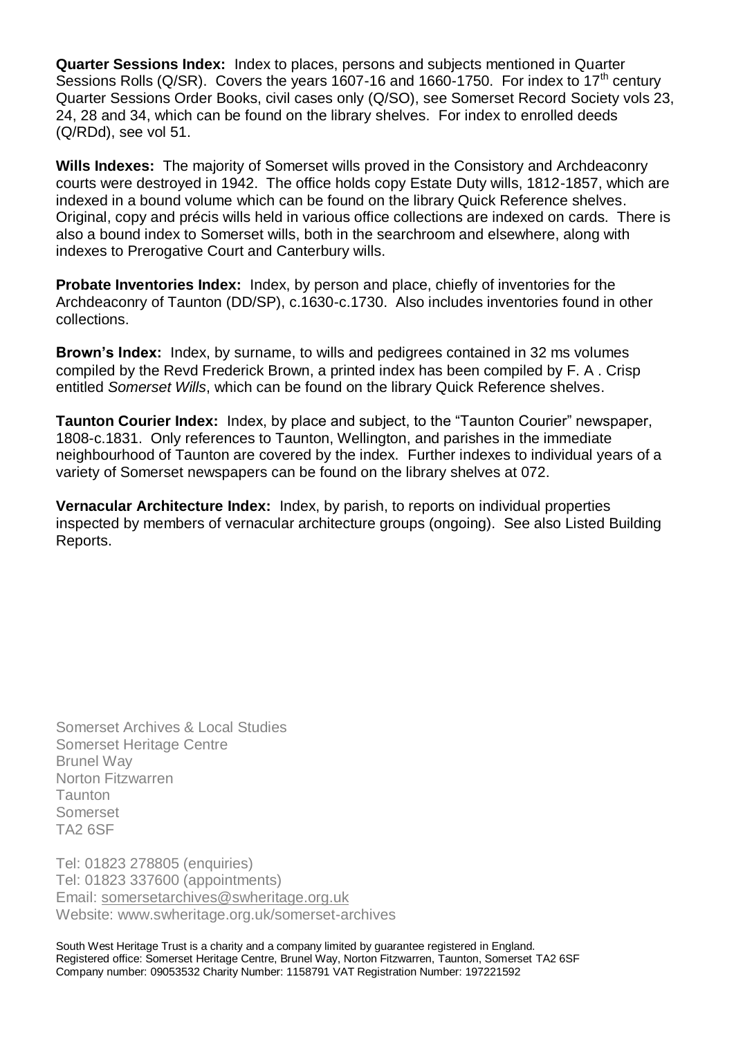**Quarter Sessions Index:** Index to places, persons and subjects mentioned in Quarter Sessions Rolls (Q/SR). Covers the years 1607-16 and 1660-1750. For index to 17th century Quarter Sessions Order Books, civil cases only (Q/SO), see Somerset Record Society vols 23, 24, 28 and 34, which can be found on the library shelves. For index to enrolled deeds (Q/RDd), see vol 51.

**Wills Indexes:** The majority of Somerset wills proved in the Consistory and Archdeaconry courts were destroyed in 1942. The office holds copy Estate Duty wills, 1812-1857, which are indexed in a bound volume which can be found on the library Quick Reference shelves. Original, copy and précis wills held in various office collections are indexed on cards. There is also a bound index to Somerset wills, both in the searchroom and elsewhere, along with indexes to Prerogative Court and Canterbury wills.

**Probate Inventories Index:** Index, by person and place, chiefly of inventories for the Archdeaconry of Taunton (DD/SP), c.1630-c.1730. Also includes inventories found in other collections.

**Brown's Index:** Index, by surname, to wills and pedigrees contained in 32 ms volumes compiled by the Revd Frederick Brown, a printed index has been compiled by F. A . Crisp entitled *Somerset Wills*, which can be found on the library Quick Reference shelves.

**Taunton Courier Index:** Index, by place and subject, to the "Taunton Courier" newspaper, 1808-c.1831. Only references to Taunton, Wellington, and parishes in the immediate neighbourhood of Taunton are covered by the index. Further indexes to individual years of a variety of Somerset newspapers can be found on the library shelves at 072.

**Vernacular Architecture Index:** Index, by parish, to reports on individual properties inspected by members of vernacular architecture groups (ongoing). See also Listed Building Reports.

Somerset Archives & Local Studies
Somerset Heritage Centre
Brunel Way
Norton Fitzwarren
Taunton
Somerset
TA2 6SF

Tel: 01823 278805 (enquiries)
Tel: 01823 337600 (appointments)
Email: somersetarchives@swheritage.org.uk
Website: www.swheritage.org.uk/somerset-archives

South West Heritage Trust is a charity and a company limited by guarantee registered in England.
Registered office: Somerset Heritage Centre, Brunel Way, Norton Fitzwarren, Taunton, Somerset TA2 6SF
Company number: 09053532 Charity Number: 1158791 VAT Registration Number: 197221592